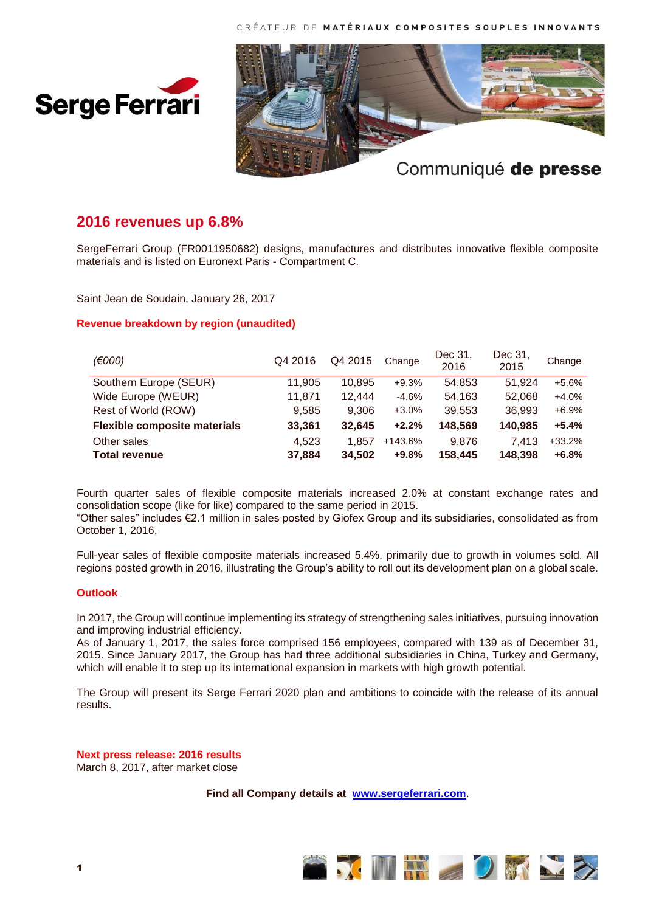CRÉATEUR DE **MATÉRIAUX COMPOSITES SOUPLES INNOVANTS**

Communiqué **de presse**

# 2016 revenues up 6.8%

SergeFerrari Group (FR0011950682) designs, manufactures and distributes innovative flexible composite materials and is listed on Euronext Paris - Compartment C.

Saint Jean de Soudain, January 26, 2017

## Revenue breakdown by region (unaudited)

| *(€000)* | Q4 2016 | Q4 2015 | Change | Dec 31, 2016 | Dec 31, 2015 | Change |
|---|---|---|---|---|---|---|
| Southern Europe (SEUR) | 11,905 | 10,895 | +9.3% | 54,853 | 51,924 | +5.6% |
| Wide Europe (WEUR) | 11,871 | 12,444 | -4.6% | 54,163 | 52,068 | +4.0% |
| Rest of World (ROW) | 9,585 | 9,306 | +3.0% | 39,553 | 36,993 | +6.9% |
| **Flexible composite materials** | **33,361** | **32,645** | **+2.2%** | **148,569** | **140,985** | **+5.4%** |
| Other sales | 4,523 | 1,857 | +143.6% | 9,876 | 7,413 | +33.2% |
| **Total revenue** | **37,884** | **34,502** | **+9.8%** | **158,445** | **148,398** | **+6.8%** |

Fourth quarter sales of flexible composite materials increased 2.0% at constant exchange rates and consolidation scope (like for like) compared to the same period in 2015.
"Other sales" includes €2.1 million in sales posted by Giofex Group and its subsidiaries, consolidated as from October 1, 2016,

Full-year sales of flexible composite materials increased 5.4%, primarily due to growth in volumes sold. All regions posted growth in 2016, illustrating the Group's ability to roll out its development plan on a global scale.

## Outlook

In 2017, the Group will continue implementing its strategy of strengthening sales initiatives, pursuing innovation and improving industrial efficiency.
As of January 1, 2017, the sales force comprised 156 employees, compared with 139 as of December 31, 2015. Since January 2017, the Group has had three additional subsidiaries in China, Turkey and Germany, which will enable it to step up its international expansion in markets with high growth potential.

The Group will present its Serge Ferrari 2020 plan and ambitions to coincide with the release of its annual results.

**Next press release: 2016 results**
March 8, 2017, after market close

**Find all Company details at [www.sergeferrari.com](www.sergeferrari.com).**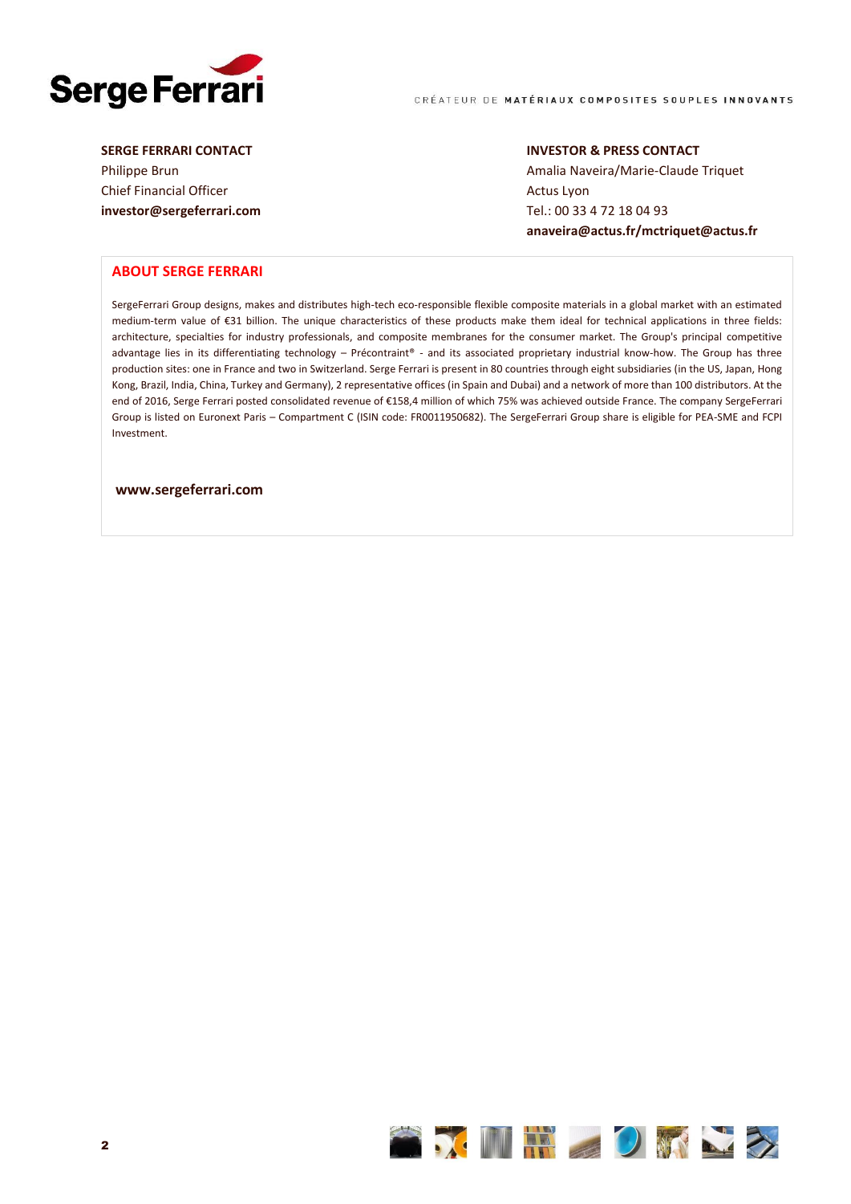**SERGE FERRARI CONTACT**
Philippe Brun
Chief Financial Officer
**investor@sergeferrari.com**

**INVESTOR & PRESS CONTACT**
Amalia Naveira/Marie-Claude Triquet
Actus Lyon
Tel.: 00 33 4 72 18 04 93
**anaveira@actus.fr/mctriquet@actus.fr**

## ABOUT SERGE FERRARI

SergeFerrari Group designs, makes and distributes high-tech eco-responsible flexible composite materials in a global market with an estimated medium-term value of €31 billion. The unique characteristics of these products make them ideal for technical applications in three fields: architecture, specialties for industry professionals, and composite membranes for the consumer market. The Group's principal competitive advantage lies in its differentiating technology – Précontraint® - and its associated proprietary industrial know-how. The Group has three production sites: one in France and two in Switzerland. Serge Ferrari is present in 80 countries through eight subsidiaries (in the US, Japan, Hong Kong, Brazil, India, China, Turkey and Germany), 2 representative offices (in Spain and Dubai) and a network of more than 100 distributors. At the end of 2016, Serge Ferrari posted consolidated revenue of €158,4 million of which 75% was achieved outside France. The company SergeFerrari Group is listed on Euronext Paris – Compartment C (ISIN code: FR0011950682). The SergeFerrari Group share is eligible for PEA-SME and FCPI Investment.

**www.sergeferrari.com**